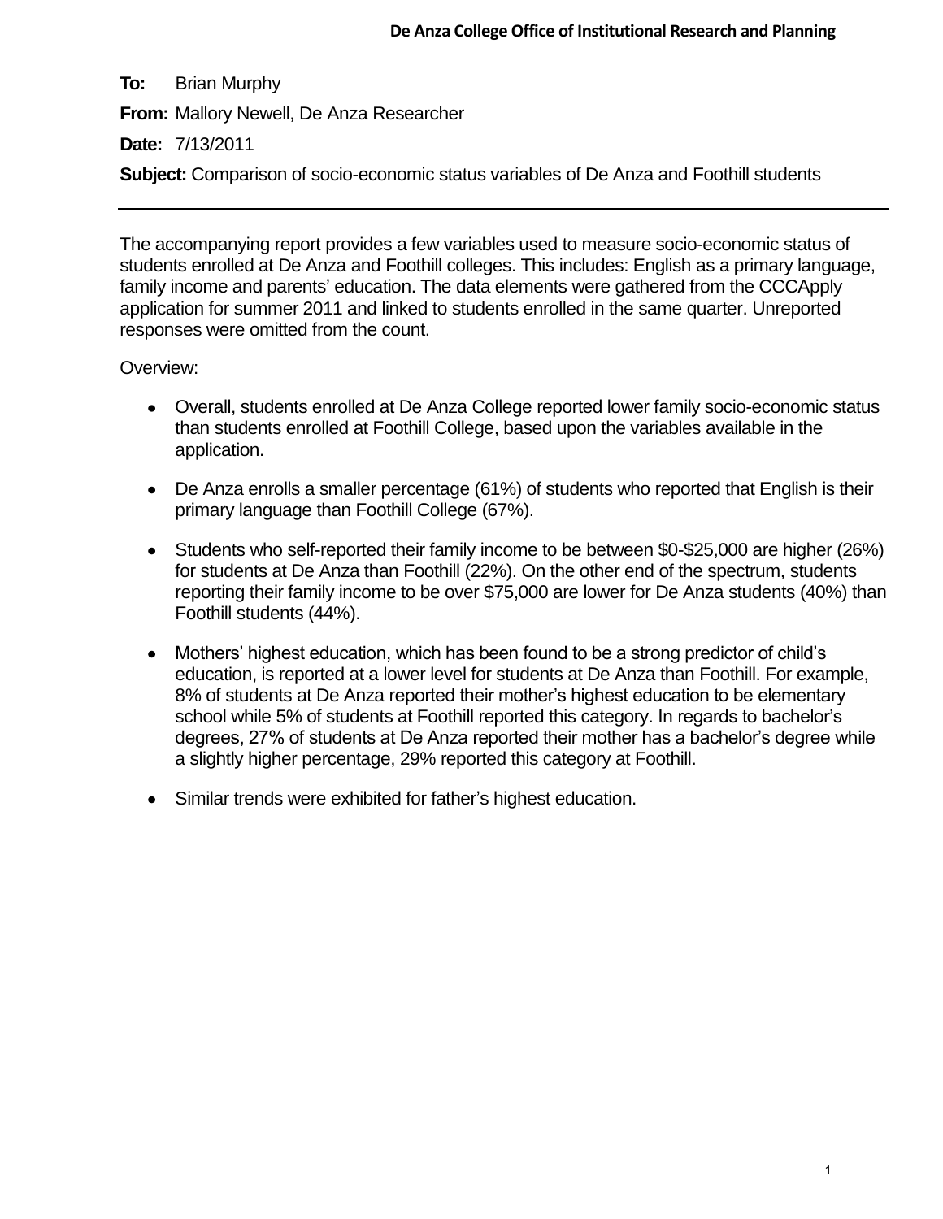**De Anza College Office of Institutional Research and Planning**

**To:** Brian Murphy

**From:** Mallory Newell, De Anza Researcher

**Date:** 7/13/2011

**Subject:** Comparison of socio-economic status variables of De Anza and Foothill students

---

The accompanying report provides a few variables used to measure socio-economic status of students enrolled at De Anza and Foothill colleges. This includes: English as a primary language, family income and parents' education. The data elements were gathered from the CCCApply application for summer 2011 and linked to students enrolled in the same quarter. Unreported responses were omitted from the count.

Overview:

- Overall, students enrolled at De Anza College reported lower family socio-economic status than students enrolled at Foothill College, based upon the variables available in the application.
- De Anza enrolls a smaller percentage (61%) of students who reported that English is their primary language than Foothill College (67%).
- Students who self-reported their family income to be between $0-$25,000 are higher (26%) for students at De Anza than Foothill (22%). On the other end of the spectrum, students reporting their family income to be over $75,000 are lower for De Anza students (40%) than Foothill students (44%).
- Mothers' highest education, which has been found to be a strong predictor of child's education, is reported at a lower level for students at De Anza than Foothill. For example, 8% of students at De Anza reported their mother's highest education to be elementary school while 5% of students at Foothill reported this category. In regards to bachelor's degrees, 27% of students at De Anza reported their mother has a bachelor's degree while a slightly higher percentage, 29% reported this category at Foothill.
- Similar trends were exhibited for father's highest education.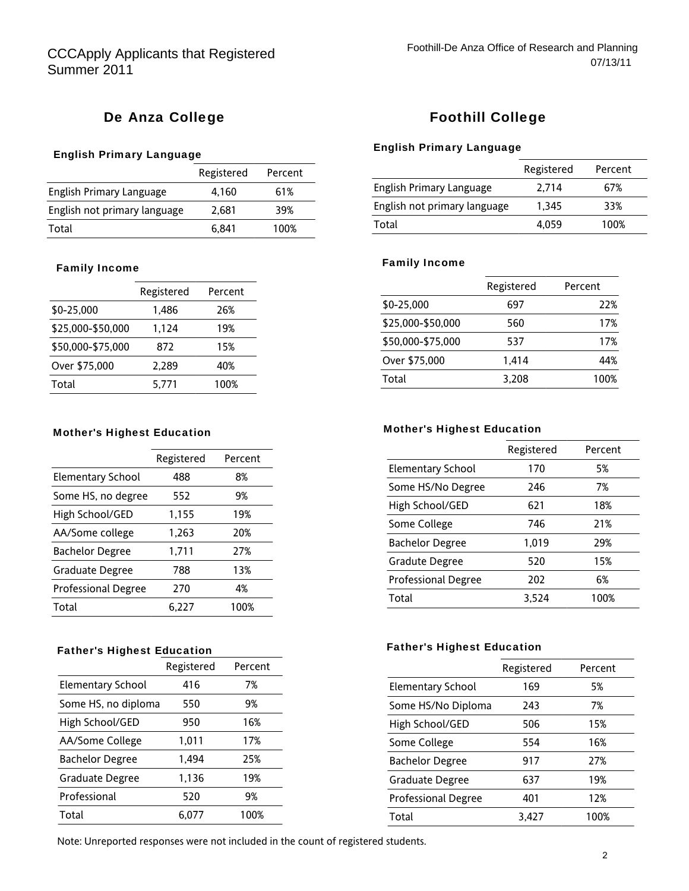CCCApply Applicants that Registered
Summer 2011

Foothill-De Anza Office of Research and Planning
07/13/11

## De Anza College

### English Primary Language

| | Registered | Percent |
|---|---|---|
| English Primary Language | 4,160 | 61% |
| English not primary language | 2,681 | 39% |
| Total | 6,841 | 100% |

### Family Income

| | Registered | Percent |
|---|---|---|
| $0-25,000 | 1,486 | 26% |
| $25,000-$50,000 | 1,124 | 19% |
| $50,000-$75,000 | 872 | 15% |
| Over $75,000 | 2,289 | 40% |
| Total | 5,771 | 100% |

### Mother's Highest Education

| | Registered | Percent |
|---|---|---|
| Elementary School | 488 | 8% |
| Some HS, no degree | 552 | 9% |
| High School/GED | 1,155 | 19% |
| AA/Some college | 1,263 | 20% |
| Bachelor Degree | 1,711 | 27% |
| Graduate Degree | 788 | 13% |
| Professional Degree | 270 | 4% |
| Total | 6,227 | 100% |

### Father's Highest Education

| | Registered | Percent |
|---|---|---|
| Elementary School | 416 | 7% |
| Some HS, no diploma | 550 | 9% |
| High School/GED | 950 | 16% |
| AA/Some College | 1,011 | 17% |
| Bachelor Degree | 1,494 | 25% |
| Graduate Degree | 1,136 | 19% |
| Professional | 520 | 9% |
| Total | 6,077 | 100% |

## Foothill College

### English Primary Language

| | Registered | Percent |
|---|---|---|
| English Primary Language | 2,714 | 67% |
| English not primary language | 1,345 | 33% |
| Total | 4,059 | 100% |

### Family Income

| | Registered | Percent |
|---|---|---|
| $0-25,000 | 697 | 22% |
| $25,000-$50,000 | 560 | 17% |
| $50,000-$75,000 | 537 | 17% |
| Over $75,000 | 1,414 | 44% |
| Total | 3,208 | 100% |

### Mother's Highest Education

| | Registered | Percent |
|---|---|---|
| Elementary School | 170 | 5% |
| Some HS/No Degree | 246 | 7% |
| High School/GED | 621 | 18% |
| Some College | 746 | 21% |
| Bachelor Degree | 1,019 | 29% |
| Gradute Degree | 520 | 15% |
| Professional Degree | 202 | 6% |
| Total | 3,524 | 100% |

### Father's Highest Education

| | Registered | Percent |
|---|---|---|
| Elementary School | 169 | 5% |
| Some HS/No Diploma | 243 | 7% |
| High School/GED | 506 | 15% |
| Some College | 554 | 16% |
| Bachelor Degree | 917 | 27% |
| Graduate Degree | 637 | 19% |
| Professional Degree | 401 | 12% |
| Total | 3,427 | 100% |

Note: Unreported responses were not included in the count of registered students.